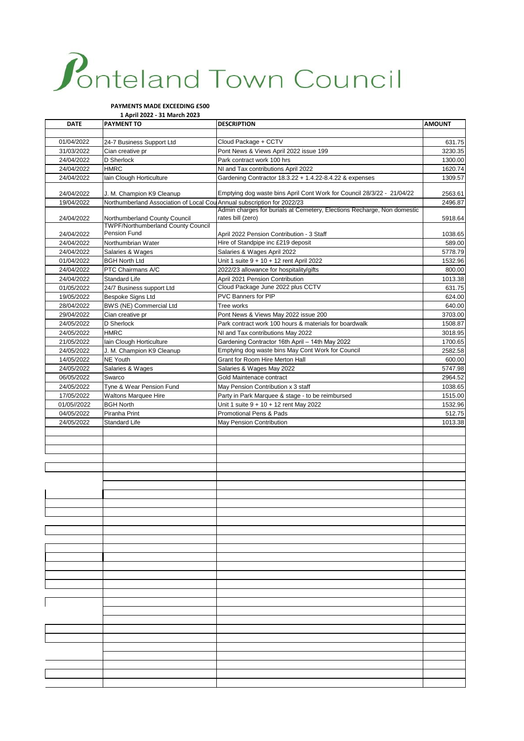# Ponteland Town Council

**PAYMENTS MADE EXCEEDING £500**

**1 April 2022 - 31 March 2023**

| DATE | PAYMENT TO | DESCRIPTION | AMOUNT |
|---|---|---|---|
| 01/04/2022 | 24-7 Business Support Ltd | Cloud Package + CCTV | 631.75 |
| 31/03/2022 | Cian creative pr | Pont News & Views April 2022 issue 199 | 3230.35 |
| 24/04/2022 | D Sherlock | Park contract work 100 hrs | 1300.00 |
| 24/04/2022 | HMRC | NI and Tax contributions April 2022 | 1620.74 |
| 24/04/2022 | Iain Clough Horticulture | Gardening Contractor 18.3.22 + 1.4.22-8.4.22 & expenses | 1309.57 |
| 24/04/2022 | J. M. Champion K9 Cleanup | Emptying dog waste bins April Cont Work for Council 28/3/22 - 21/04/22 | 2563.61 |
| 19/04/2022 | Northumberland Association of Local Cou | Annual subscription for 2022/23 | 2496.87 |
| 24/04/2022 | Northumberland County Council | Admin charges for burials at Cemetery, Elections Recharge, Non domestic rates bill (zero) | 5918.64 |
| 24/04/2022 | TWPF/Northumberland County Council Pension Fund | April 2022 Pension Contribution - 3 Staff | 1038.65 |
| 24/04/2022 | Northumbrian Water | Hire of Standpipe inc £219 deposit | 589.00 |
| 24/04/2022 | Salaries & Wages | Salaries & Wages April 2022 | 5778.79 |
| 01/04/2022 | BGH North Ltd | Unit 1 suite 9 + 10 + 12 rent April 2022 | 1532.96 |
| 24/04/2022 | PTC Chairmans A/C | 2022/23 allowance for hospitality/gifts | 800.00 |
| 24/04/2022 | Standard Life | April 2021 Pension Contribution | 1013.38 |
| 01/05/2022 | 24/7 Business support Ltd | Cloud Package June 2022 plus CCTV | 631.75 |
| 19/05/2022 | Bespoke Signs Ltd | PVC Banners for PIP | 624.00 |
| 28/04/2022 | BWS (NE) Commercial Ltd | Tree works | 640.00 |
| 29/04/2022 | Cian creative pr | Pont News & Views May 2022 issue 200 | 3703.00 |
| 24/05/2022 | D Sherlock | Park contract work 100 hours & materials for boardwalk | 1508.87 |
| 24/05/2022 | HMRC | NI and Tax contributions May 2022 | 3018.95 |
| 21/05/2022 | Iain Clough Horticulture | Gardening Contractor 16th April – 14th May 2022 | 1700.65 |
| 24/05/2022 | J. M. Champion K9 Cleanup | Emptying dog waste bins May Cont Work for Council | 2582.58 |
| 14/05/2022 | NE Youth | Grant for Room Hire Merton Hall | 600.00 |
| 24/05/2022 | Salaries & Wages | Salaries & Wages May 2022 | 5747.98 |
| 06/05/2022 | Swarco | Gold Maintenace contract | 2964.52 |
| 24/05/2022 | Tyne & Wear Pension Fund | May Pension Contribution x 3 staff | 1038.65 |
| 17/05/2022 | Waltons Marquee Hire | Party in Park Marquee & stage - to be reimbursed | 1515.00 |
| 01/05//2022 | BGH North | Unit 1 suite 9 + 10 + 12 rent May 2022 | 1532.96 |
| 04/05/2022 | Piranha Print | Promotional Pens & Pads | 512.75 |
| 24/05/2022 | Standard Life | May Pension Contribution | 1013.38 |